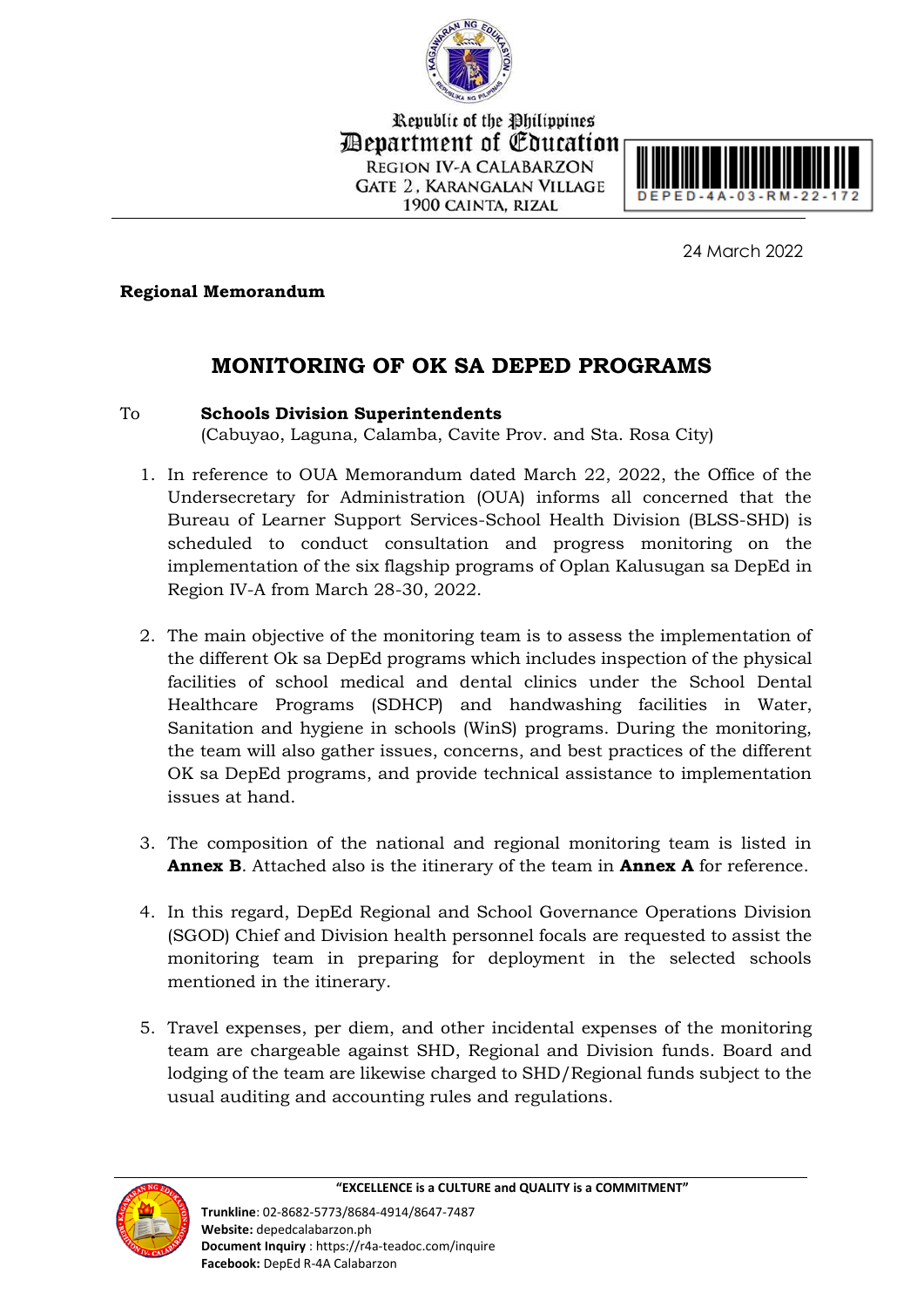Republic of the Philippines
Department of Education
REGION IV-A CALABARZON
GATE 2, KARANGALAN VILLAGE
1900 CAINTA, RIZAL

DEPED-4A-03-RM-22-172

24 March 2022

**Regional Memorandum**

## MONITORING OF OK SA DEPED PROGRAMS

To **Schools Division Superintendents**
(Cabuyao, Laguna, Calamba, Cavite Prov. and Sta. Rosa City)

1. In reference to OUA Memorandum dated March 22, 2022, the Office of the Undersecretary for Administration (OUA) informs all concerned that the Bureau of Learner Support Services-School Health Division (BLSS-SHD) is scheduled to conduct consultation and progress monitoring on the implementation of the six flagship programs of Oplan Kalusugan sa DepEd in Region IV-A from March 28-30, 2022.

2. The main objective of the monitoring team is to assess the implementation of the different Ok sa DepEd programs which includes inspection of the physical facilities of school medical and dental clinics under the School Dental Healthcare Programs (SDHCP) and handwashing facilities in Water, Sanitation and hygiene in schools (WinS) programs. During the monitoring, the team will also gather issues, concerns, and best practices of the different OK sa DepEd programs, and provide technical assistance to implementation issues at hand.

3. The composition of the national and regional monitoring team is listed in **Annex B**. Attached also is the itinerary of the team in **Annex A** for reference.

4. In this regard, DepEd Regional and School Governance Operations Division (SGOD) Chief and Division health personnel focals are requested to assist the monitoring team in preparing for deployment in the selected schools mentioned in the itinerary.

5. Travel expenses, per diem, and other incidental expenses of the monitoring team are chargeable against SHD, Regional and Division funds. Board and lodging of the team are likewise charged to SHD/Regional funds subject to the usual auditing and accounting rules and regulations.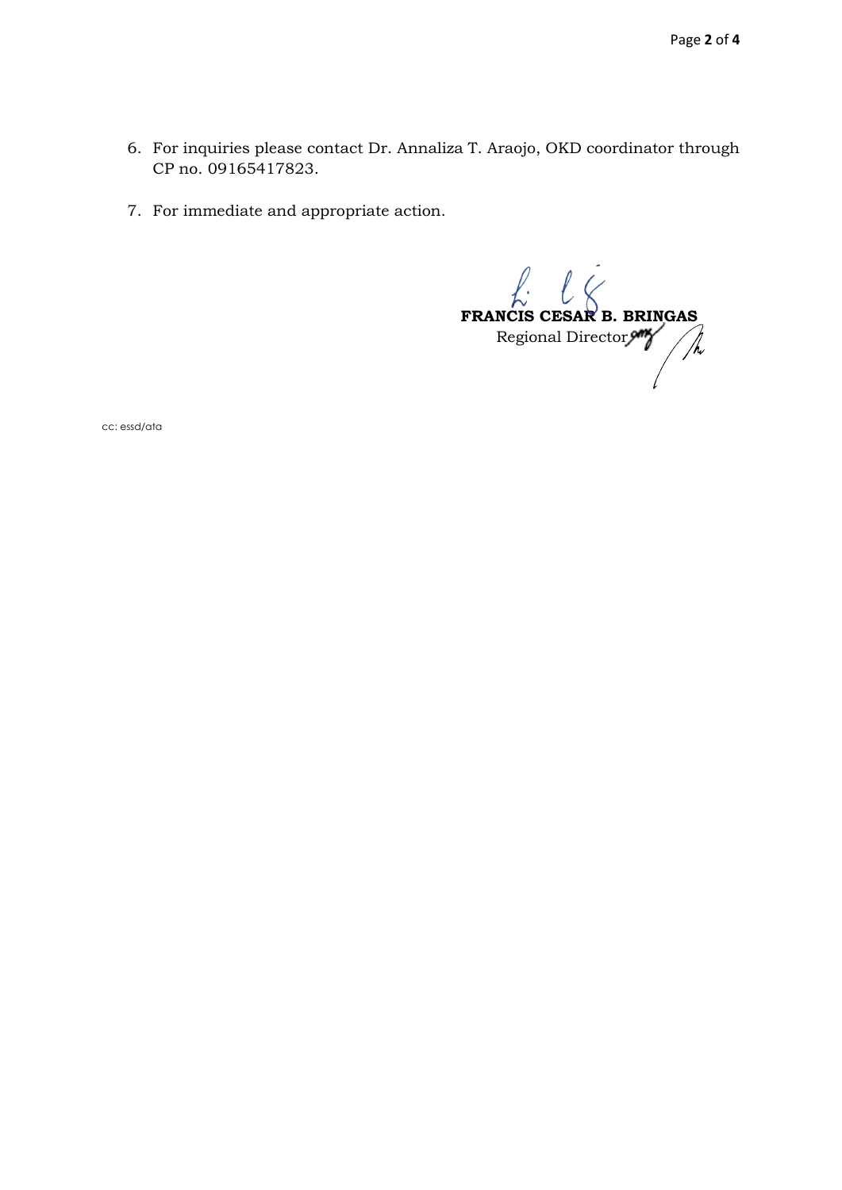6. For inquiries please contact Dr. Annaliza T. Araojo, OKD coordinator through CP no. 09165417823.

7. For immediate and appropriate action.

**FRANCIS CESAR B. BRINGAS**
Regional Director

cc: essd/ata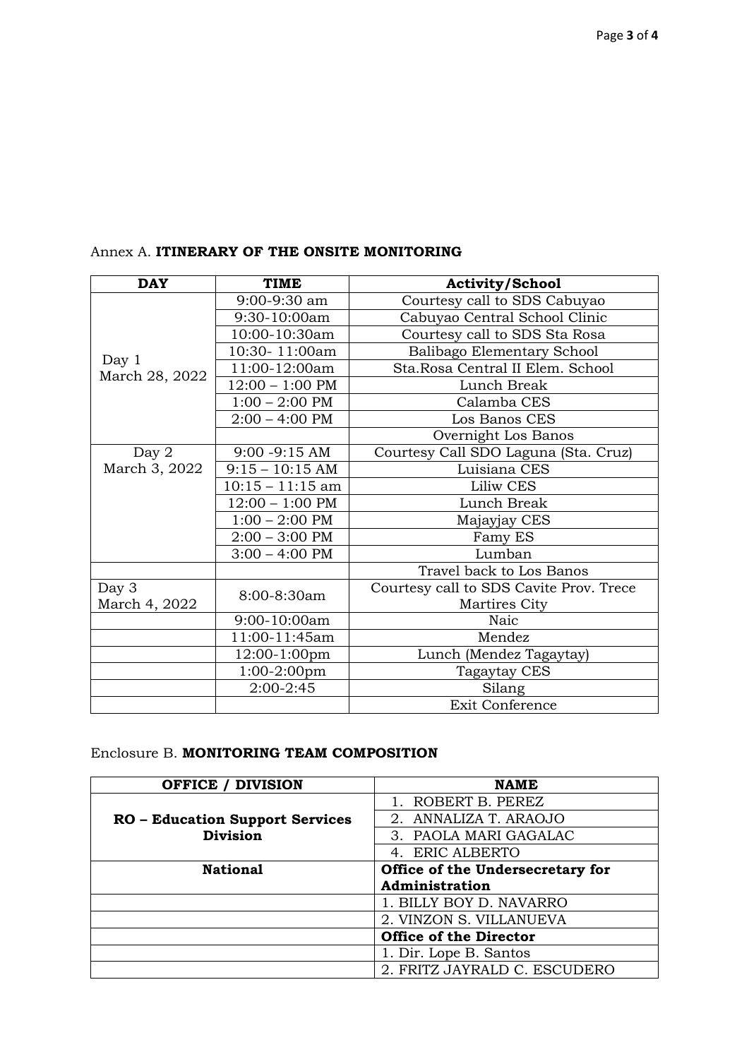Annex A. **ITINERARY OF THE ONSITE MONITORING**

| DAY | TIME | Activity/School |
|---|---|---|
| Day 1 March 28, 2022 | 9:00-9:30 am | Courtesy call to SDS Cabuyao |
| | 9:30-10:00am | Cabuyao Central School Clinic |
| | 10:00-10:30am | Courtesy call to SDS Sta Rosa |
| | 10:30- 11:00am | Balibago Elementary School |
| | 11:00-12:00am | Sta.Rosa Central II Elem. School |
| | 12:00 – 1:00 PM | Lunch Break |
| | 1:00 – 2:00 PM | Calamba CES |
| | 2:00 – 4:00 PM | Los Banos CES |
| | | Overnight Los Banos |
| Day 2 March 3, 2022 | 9:00 -9:15 AM | Courtesy Call SDO Laguna (Sta. Cruz) |
| | 9:15 – 10:15 AM | Luisiana CES |
| | 10:15 – 11:15 am | Liliw CES |
| | 12:00 – 1:00 PM | Lunch Break |
| | 1:00 – 2:00 PM | Majayjay CES |
| | 2:00 – 3:00 PM | Famy ES |
| | 3:00 – 4:00 PM | Lumban |
| | | Travel back to Los Banos |
| Day 3 March 4, 2022 | 8:00-8:30am | Courtesy call to SDS Cavite Prov. Trece Martires City |
| | 9:00-10:00am | Naic |
| | 11:00-11:45am | Mendez |
| | 12:00-1:00pm | Lunch (Mendez Tagaytay) |
| | 1:00-2:00pm | Tagaytay CES |
| | 2:00-2:45 | Silang |
| | | Exit Conference |

Enclosure B. **MONITORING TEAM COMPOSITION**

| OFFICE / DIVISION | NAME |
|---|---|
| **RO – Education Support Services Division** | 1. ROBERT B. PEREZ |
| | 2. ANNALIZA T. ARAOJO |
| | 3. PAOLA MARI GAGALAC |
| | 4. ERIC ALBERTO |
| **National** | **Office of the Undersecretary for Administration** |
| | 1. BILLY BOY D. NAVARRO |
| | 2. VINZON S. VILLANUEVA |
| | **Office of the Director** |
| | 1. Dir. Lope B. Santos |
| | 2. FRITZ JAYRALD C. ESCUDERO |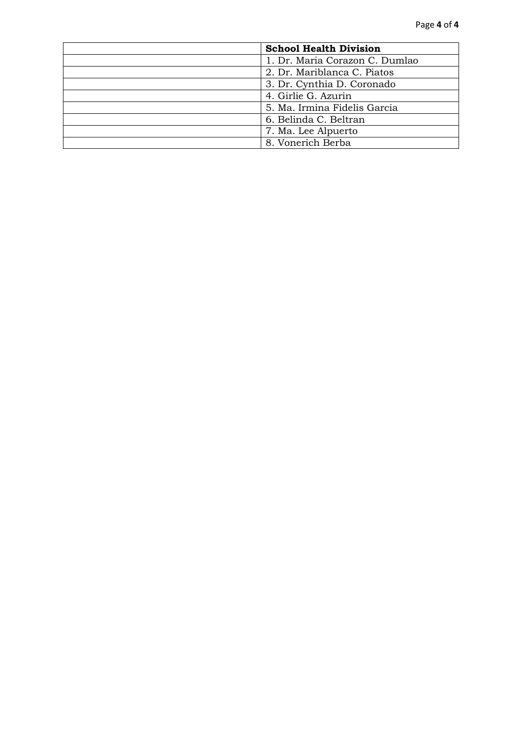| | |
|---|---|
| | **School Health Division** |
| | 1. Dr. Maria Corazon C. Dumlao |
| | 2. Dr. Mariblanca C. Piatos |
| | 3. Dr. Cynthia D. Coronado |
| | 4. Girlie G. Azurin |
| | 5. Ma. Irmina Fidelis Garcia |
| | 6. Belinda C. Beltran |
| | 7. Ma. Lee Alpuerto |
| | 8. Vonerich Berba |